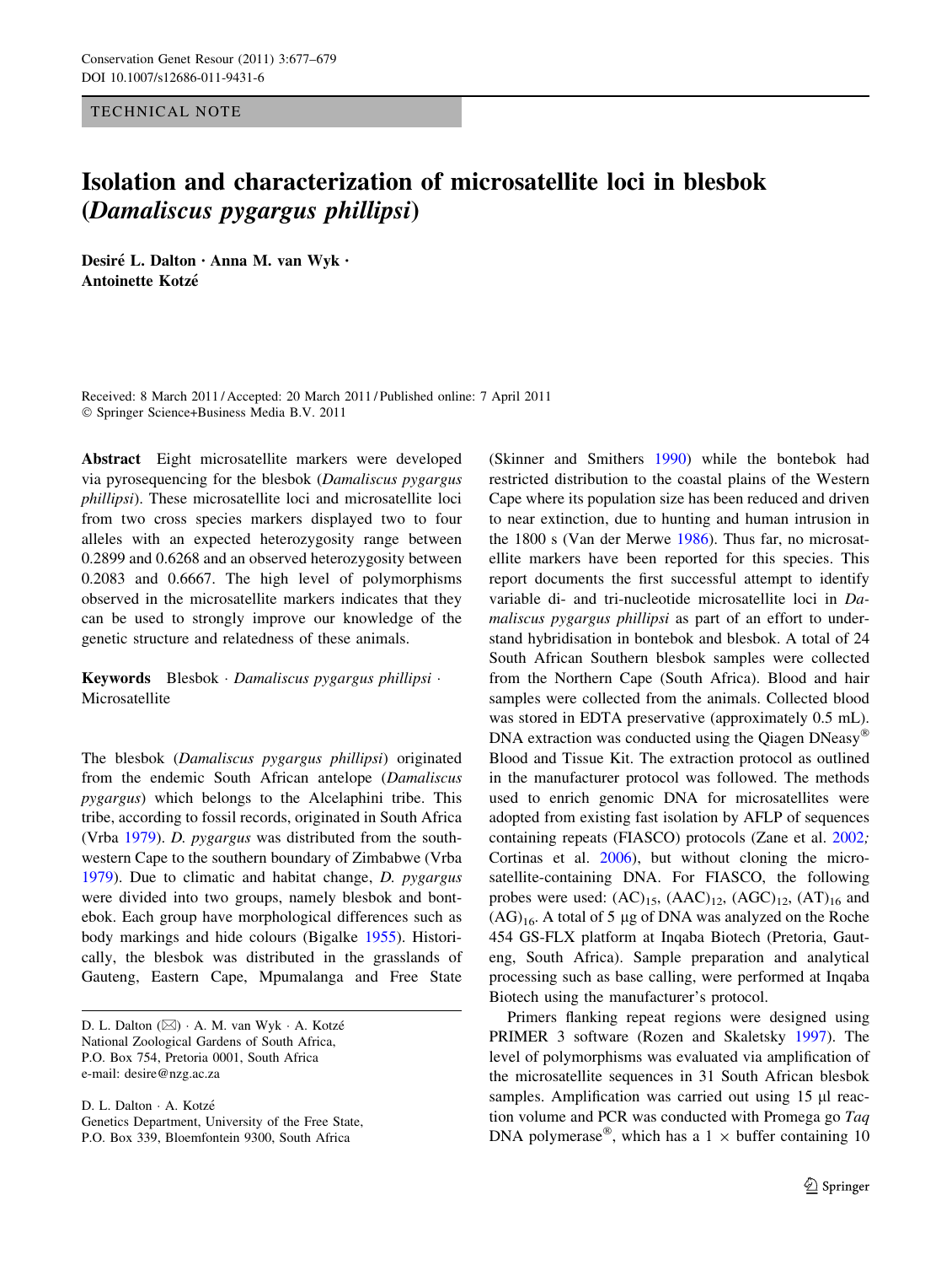TECHNICAL NOTE

# Isolation and characterization of microsatellite loci in blesbok (*Damaliscus pygargus phillipsi*)

**Desiré L. Dalton · Anna M. van Wyk · Antoinette Kotzé**

Received: 8 March 2011 / Accepted: 20 March 2011 / Published online: 7 April 2011
© Springer Science+Business Media B.V. 2011

**Abstract** Eight microsatellite markers were developed via pyrosequencing for the blesbok (*Damaliscus pygargus phillipsi*). These microsatellite loci and microsatellite loci from two cross species markers displayed two to four alleles with an expected heterozygosity range between 0.2899 and 0.6268 and an observed heterozygosity between 0.2083 and 0.6667. The high level of polymorphisms observed in the microsatellite markers indicates that they can be used to strongly improve our knowledge of the genetic structure and relatedness of these animals.

**Keywords** Blesbok · *Damaliscus pygargus phillipsi* · Microsatellite

The blesbok (*Damaliscus pygargus phillipsi*) originated from the endemic South African antelope (*Damaliscus pygargus*) which belongs to the Alcelaphini tribe. This tribe, according to fossil records, originated in South Africa (Vrba 1979). *D. pygargus* was distributed from the south-western Cape to the southern boundary of Zimbabwe (Vrba 1979). Due to climatic and habitat change, *D. pygargus* were divided into two groups, namely blesbok and bontebok. Each group have morphological differences such as body markings and hide colours (Bigalke 1955). Historically, the blesbok was distributed in the grasslands of Gauteng, Eastern Cape, Mpumalanga and Free State (Skinner and Smithers 1990) while the bontebok had restricted distribution to the coastal plains of the Western Cape where its population size has been reduced and driven to near extinction, due to hunting and human intrusion in the 1800 s (Van der Merwe 1986). Thus far, no microsatellite markers have been reported for this species. This report documents the first successful attempt to identify variable di- and tri-nucleotide microsatellite loci in *Damaliscus pygargus phillipsi* as part of an effort to understand hybridisation in bontebok and blesbok. A total of 24 South African Southern blesbok samples were collected from the Northern Cape (South Africa). Blood and hair samples were collected from the animals. Collected blood was stored in EDTA preservative (approximately 0.5 mL). DNA extraction was conducted using the Qiagen DNeasy® Blood and Tissue Kit. The extraction protocol as outlined in the manufacturer protocol was followed. The methods used to enrich genomic DNA for microsatellites were adopted from existing fast isolation by AFLP of sequences containing repeats (FIASCO) protocols (Zane et al. 2002; Cortinas et al. 2006), but without cloning the microsatellite-containing DNA. For FIASCO, the following probes were used: $(AC)_{15}$, $(AAC)_{12}$, $(AGC)_{12}$, $(AT)_{16}$ and $(AG)_{16}$. A total of 5 µg of DNA was analyzed on the Roche 454 GS-FLX platform at Inqaba Biotech (Pretoria, Gauteng, South Africa). Sample preparation and analytical processing such as base calling, were performed at Inqaba Biotech using the manufacturer's protocol.

Primers flanking repeat regions were designed using PRIMER 3 software (Rozen and Skaletsky 1997). The level of polymorphisms was evaluated via amplification of the microsatellite sequences in 31 South African blesbok samples. Amplification was carried out using 15 µl reaction volume and PCR was conducted with Promega go *Taq* DNA polymerase®, which has a 1 × buffer containing 10

D. L. Dalton (✉) · A. M. van Wyk · A. Kotzé
National Zoological Gardens of South Africa,
P.O. Box 754, Pretoria 0001, South Africa
e-mail: desire@nzg.ac.za

D. L. Dalton · A. Kotzé
Genetics Department, University of the Free State,
P.O. Box 339, Bloemfontein 9300, South Africa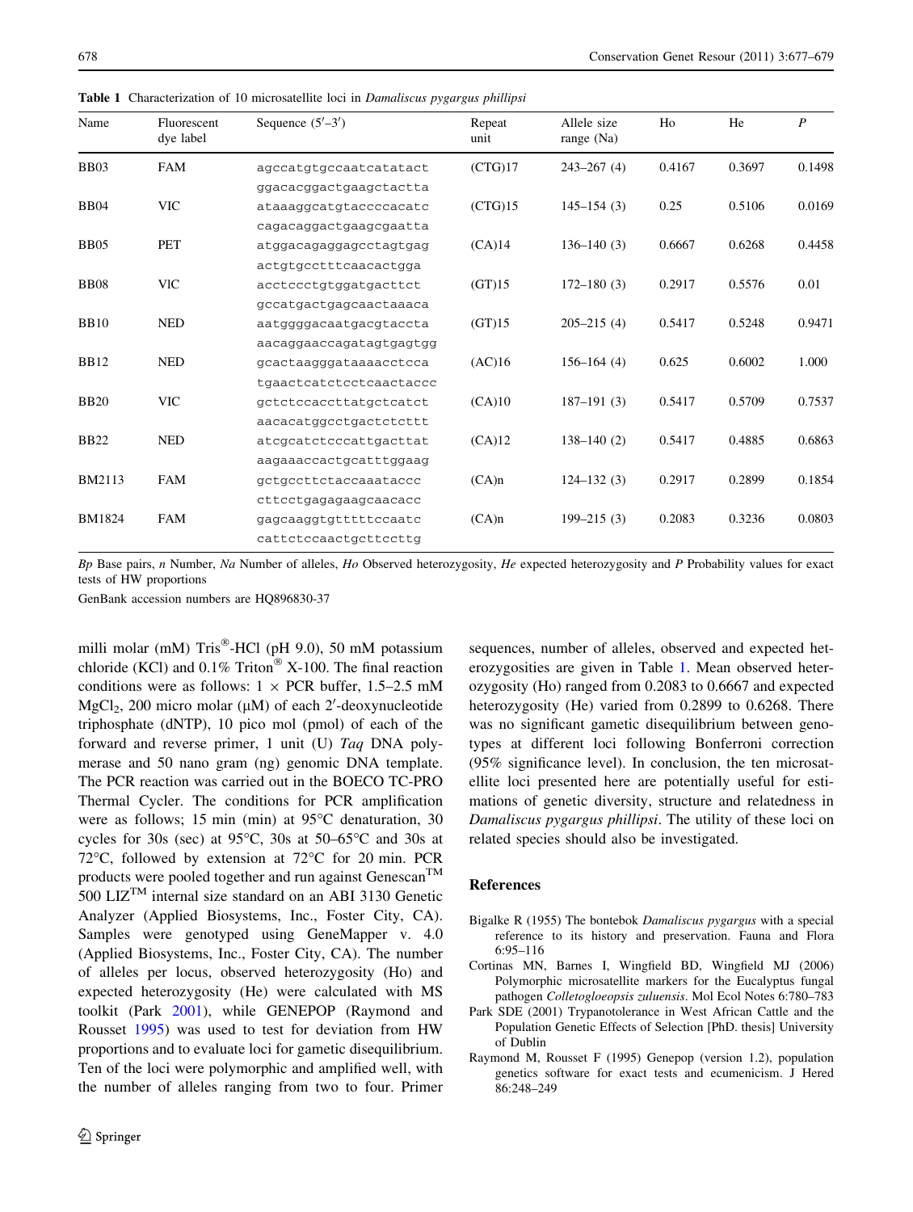**Table 1** Characterization of 10 microsatellite loci in *Damaliscus pygargus phillipsi*

| Name | Fluorescent dye label | Sequence (5′–3′) | Repeat unit | Allele size range (Na) | Ho | He | *P* |
|---|---|---|---|---|---|---|---|
| BB03 | FAM | agccatgtgccaatcatatact<br>ggacacggactgaagctactta | (CTG)17 | 243–267 (4) | 0.4167 | 0.3697 | 0.1498 |
| BB04 | VIC | ataaaggcatgtaccccacatc<br>cagacaggactgaagcgaatta | (CTG)15 | 145–154 (3) | 0.25 | 0.5106 | 0.0169 |
| BB05 | PET | atggacagaggagcctagtgag<br>actgtgcctttcaacactgga | (CA)14 | 136–140 (3) | 0.6667 | 0.6268 | 0.4458 |
| BB08 | VIC | acctccctgtggatgacttct<br>gccatgactgagcaactaaaca | (GT)15 | 172–180 (3) | 0.2917 | 0.5576 | 0.01 |
| BB10 | NED | aatggggacaatgacgtaccta<br>aacaggaaccagatagtgagtgg | (GT)15 | 205–215 (4) | 0.5417 | 0.5248 | 0.9471 |
| BB12 | NED | gcactaagggataaaacctcca<br>tgaactcatctcctcaactaccc | (AC)16 | 156–164 (4) | 0.625 | 0.6002 | 1.000 |
| BB20 | VIC | gctctccaccttatgctcatct<br>aacacatggcctgactctcttt | (CA)10 | 187–191 (3) | 0.5417 | 0.5709 | 0.7537 |
| BB22 | NED | atcgcatctcccattgacttat<br>aagaaaccactgcatttggaag | (CA)12 | 138–140 (2) | 0.5417 | 0.4885 | 0.6863 |
| BM2113 | FAM | gctgccttctaccaaataccc<br>cttcctgagagaagcaacacc | (CA)n | 124–132 (3) | 0.2917 | 0.2899 | 0.1854 |
| BM1824 | FAM | gagcaaggtgtttttccaatc<br>cattctccaactgcttccttg | (CA)n | 199–215 (3) | 0.2083 | 0.3236 | 0.0803 |

*Bp* Base pairs, *n* Number, *Na* Number of alleles, *Ho* Observed heterozygosity, *He* expected heterozygosity and *P* Probability values for exact tests of HW proportions

GenBank accession numbers are HQ896830-37

milli molar (mM) Tris®-HCl (pH 9.0), 50 mM potassium chloride (KCl) and 0.1% Triton® X-100. The final reaction conditions were as follows: 1 × PCR buffer, 1.5–2.5 mM $MgCl_2$, 200 micro molar (μM) of each 2′-deoxynucleotide triphosphate (dNTP), 10 pico mol (pmol) of each of the forward and reverse primer, 1 unit (U) *Taq* DNA polymerase and 50 nano gram (ng) genomic DNA template. The PCR reaction was carried out in the BOECO TC-PRO Thermal Cycler. The conditions for PCR amplification were as follows; 15 min (min) at 95°C denaturation, 30 cycles for 30s (sec) at 95°C, 30s at 50–65°C and 30s at 72°C, followed by extension at 72°C for 20 min. PCR products were pooled together and run against Genescan™ 500 LIZ™ internal size standard on an ABI 3130 Genetic Analyzer (Applied Biosystems, Inc., Foster City, CA). Samples were genotyped using GeneMapper v. 4.0 (Applied Biosystems, Inc., Foster City, CA). The number of alleles per locus, observed heterozygosity (Ho) and expected heterozygosity (He) were calculated with MS toolkit (Park 2001), while GENEPOP (Raymond and Rousset 1995) was used to test for deviation from HW proportions and to evaluate loci for gametic disequilibrium. Ten of the loci were polymorphic and amplified well, with the number of alleles ranging from two to four. Primer sequences, number of alleles, observed and expected heterozygosities are given in Table 1. Mean observed heterozygosity (Ho) ranged from 0.2083 to 0.6667 and expected heterozygosity (He) varied from 0.2899 to 0.6268. There was no significant gametic disequilibrium between genotypes at different loci following Bonferroni correction (95% significance level). In conclusion, the ten microsatellite loci presented here are potentially useful for estimations of genetic diversity, structure and relatedness in *Damaliscus pygargus phillipsi*. The utility of these loci on related species should also be investigated.

## References

Bigalke R (1955) The bontebok *Damaliscus pygargus* with a special reference to its history and preservation. Fauna and Flora 6:95–116

Cortinas MN, Barnes I, Wingfield BD, Wingfield MJ (2006) Polymorphic microsatellite markers for the Eucalyptus fungal pathogen *Colletogloeopsis zuluensis*. Mol Ecol Notes 6:780–783

Park SDE (2001) Trypanotolerance in West African Cattle and the Population Genetic Effects of Selection [PhD. thesis] University of Dublin

Raymond M, Rousset F (1995) Genepop (version 1.2), population genetics software for exact tests and ecumenicism. J Hered 86:248–249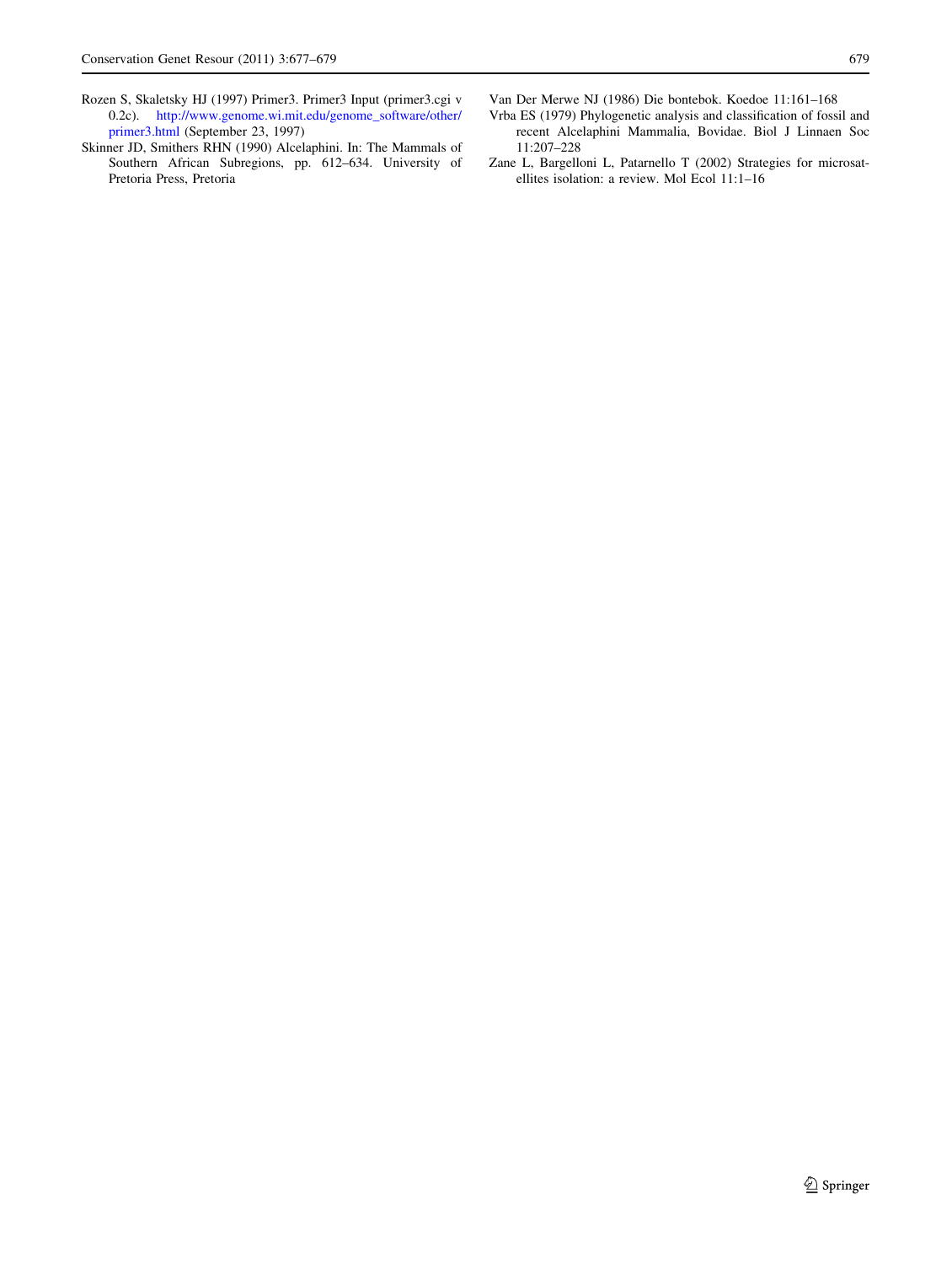Rozen S, Skaletsky HJ (1997) Primer3. Primer3 Input (primer3.cgi v 0.2c). http://www.genome.wi.mit.edu/genome_software/other/primer3.html (September 23, 1997)

Skinner JD, Smithers RHN (1990) Alcelaphini. In: The Mammals of Southern African Subregions, pp. 612–634. University of Pretoria Press, Pretoria

Van Der Merwe NJ (1986) Die bontebok. Koedoe 11:161–168

Vrba ES (1979) Phylogenetic analysis and classification of fossil and recent Alcelaphini Mammalia, Bovidae. Biol J Linnaen Soc 11:207–228

Zane L, Bargelloni L, Patarnello T (2002) Strategies for microsatellites isolation: a review. Mol Ecol 11:1–16